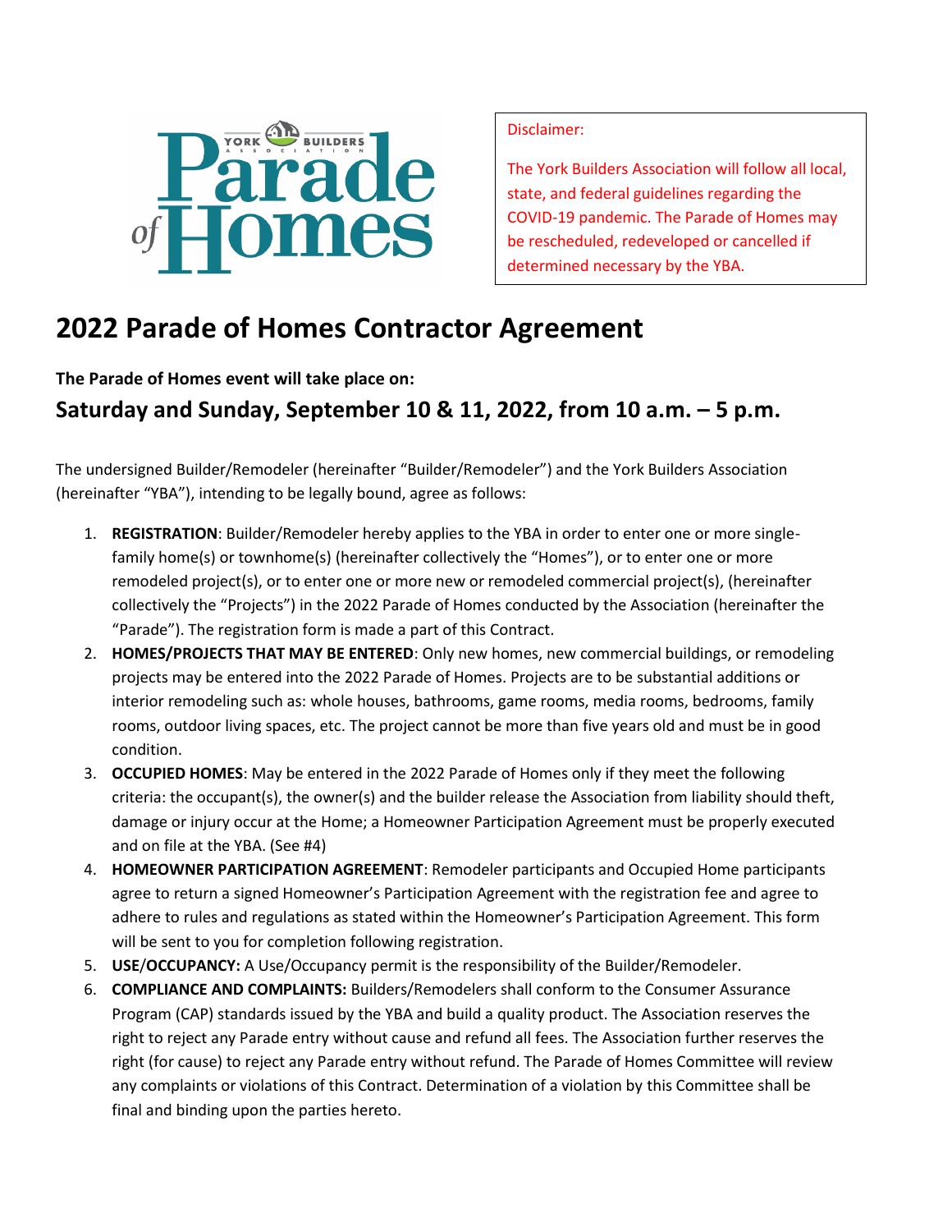Disclaimer:

The York Builders Association will follow all local, state, and federal guidelines regarding the COVID-19 pandemic. The Parade of Homes may be rescheduled, redeveloped or cancelled if determined necessary by the YBA.

# 2022 Parade of Homes Contractor Agreement

**The Parade of Homes event will take place on:**

## Saturday and Sunday, September 10 & 11, 2022, from 10 a.m. – 5 p.m.

The undersigned Builder/Remodeler (hereinafter "Builder/Remodeler") and the York Builders Association (hereinafter "YBA"), intending to be legally bound, agree as follows:

1. **REGISTRATION**: Builder/Remodeler hereby applies to the YBA in order to enter one or more single-family home(s) or townhome(s) (hereinafter collectively the "Homes"), or to enter one or more remodeled project(s), or to enter one or more new or remodeled commercial project(s), (hereinafter collectively the "Projects") in the 2022 Parade of Homes conducted by the Association (hereinafter the "Parade"). The registration form is made a part of this Contract.
2. **HOMES/PROJECTS THAT MAY BE ENTERED**: Only new homes, new commercial buildings, or remodeling projects may be entered into the 2022 Parade of Homes. Projects are to be substantial additions or interior remodeling such as: whole houses, bathrooms, game rooms, media rooms, bedrooms, family rooms, outdoor living spaces, etc. The project cannot be more than five years old and must be in good condition.
3. **OCCUPIED HOMES**: May be entered in the 2022 Parade of Homes only if they meet the following criteria: the occupant(s), the owner(s) and the builder release the Association from liability should theft, damage or injury occur at the Home; a Homeowner Participation Agreement must be properly executed and on file at the YBA. (See #4)
4. **HOMEOWNER PARTICIPATION AGREEMENT**: Remodeler participants and Occupied Home participants agree to return a signed Homeowner's Participation Agreement with the registration fee and agree to adhere to rules and regulations as stated within the Homeowner's Participation Agreement. This form will be sent to you for completion following registration.
5. **USE/OCCUPANCY:** A Use/Occupancy permit is the responsibility of the Builder/Remodeler.
6. **COMPLIANCE AND COMPLAINTS:** Builders/Remodelers shall conform to the Consumer Assurance Program (CAP) standards issued by the YBA and build a quality product. The Association reserves the right to reject any Parade entry without cause and refund all fees. The Association further reserves the right (for cause) to reject any Parade entry without refund. The Parade of Homes Committee will review any complaints or violations of this Contract. Determination of a violation by this Committee shall be final and binding upon the parties hereto.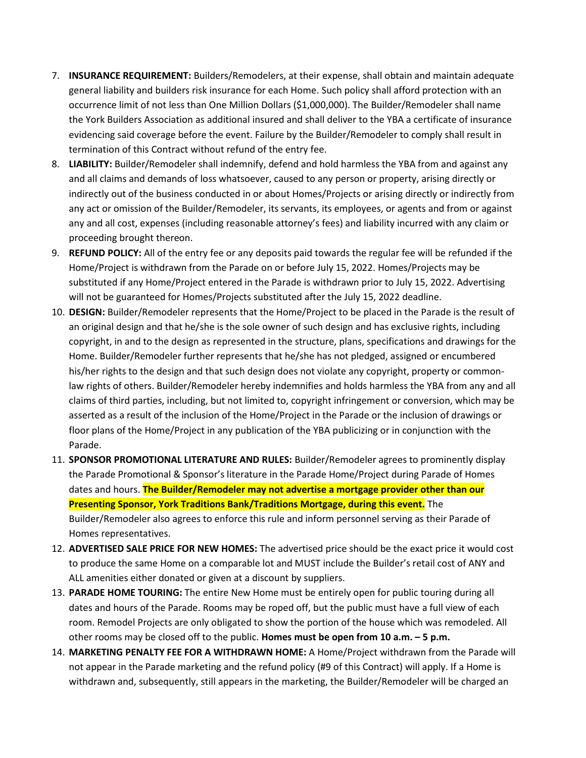7. **INSURANCE REQUIREMENT:** Builders/Remodelers, at their expense, shall obtain and maintain adequate general liability and builders risk insurance for each Home. Such policy shall afford protection with an occurrence limit of not less than One Million Dollars ($1,000,000). The Builder/Remodeler shall name the York Builders Association as additional insured and shall deliver to the YBA a certificate of insurance evidencing said coverage before the event. Failure by the Builder/Remodeler to comply shall result in termination of this Contract without refund of the entry fee.
8. **LIABILITY:** Builder/Remodeler shall indemnify, defend and hold harmless the YBA from and against any and all claims and demands of loss whatsoever, caused to any person or property, arising directly or indirectly out of the business conducted in or about Homes/Projects or arising directly or indirectly from any act or omission of the Builder/Remodeler, its servants, its employees, or agents and from or against any and all cost, expenses (including reasonable attorney's fees) and liability incurred with any claim or proceeding brought thereon.
9. **REFUND POLICY:** All of the entry fee or any deposits paid towards the regular fee will be refunded if the Home/Project is withdrawn from the Parade on or before July 15, 2022. Homes/Projects may be substituted if any Home/Project entered in the Parade is withdrawn prior to July 15, 2022. Advertising will not be guaranteed for Homes/Projects substituted after the July 15, 2022 deadline.
10. **DESIGN:** Builder/Remodeler represents that the Home/Project to be placed in the Parade is the result of an original design and that he/she is the sole owner of such design and has exclusive rights, including copyright, in and to the design as represented in the structure, plans, specifications and drawings for the Home. Builder/Remodeler further represents that he/she has not pledged, assigned or encumbered his/her rights to the design and that such design does not violate any copyright, property or common-law rights of others. Builder/Remodeler hereby indemnifies and holds harmless the YBA from any and all claims of third parties, including, but not limited to, copyright infringement or conversion, which may be asserted as a result of the inclusion of the Home/Project in the Parade or the inclusion of drawings or floor plans of the Home/Project in any publication of the YBA publicizing or in conjunction with the Parade.
11. **SPONSOR PROMOTIONAL LITERATURE AND RULES:** Builder/Remodeler agrees to prominently display the Parade Promotional & Sponsor's literature in the Parade Home/Project during Parade of Homes dates and hours. **The Builder/Remodeler may not advertise a mortgage provider other than our Presenting Sponsor, York Traditions Bank/Traditions Mortgage, during this event.** The Builder/Remodeler also agrees to enforce this rule and inform personnel serving as their Parade of Homes representatives.
12. **ADVERTISED SALE PRICE FOR NEW HOMES:** The advertised price should be the exact price it would cost to produce the same Home on a comparable lot and MUST include the Builder's retail cost of ANY and ALL amenities either donated or given at a discount by suppliers.
13. **PARADE HOME TOURING:** The entire New Home must be entirely open for public touring during all dates and hours of the Parade. Rooms may be roped off, but the public must have a full view of each room. Remodel Projects are only obligated to show the portion of the house which was remodeled. All other rooms may be closed off to the public. **Homes must be open from 10 a.m. – 5 p.m.**
14. **MARKETING PENALTY FEE FOR A WITHDRAWN HOME:** A Home/Project withdrawn from the Parade will not appear in the Parade marketing and the refund policy (#9 of this Contract) will apply. If a Home is withdrawn and, subsequently, still appears in the marketing, the Builder/Remodeler will be charged an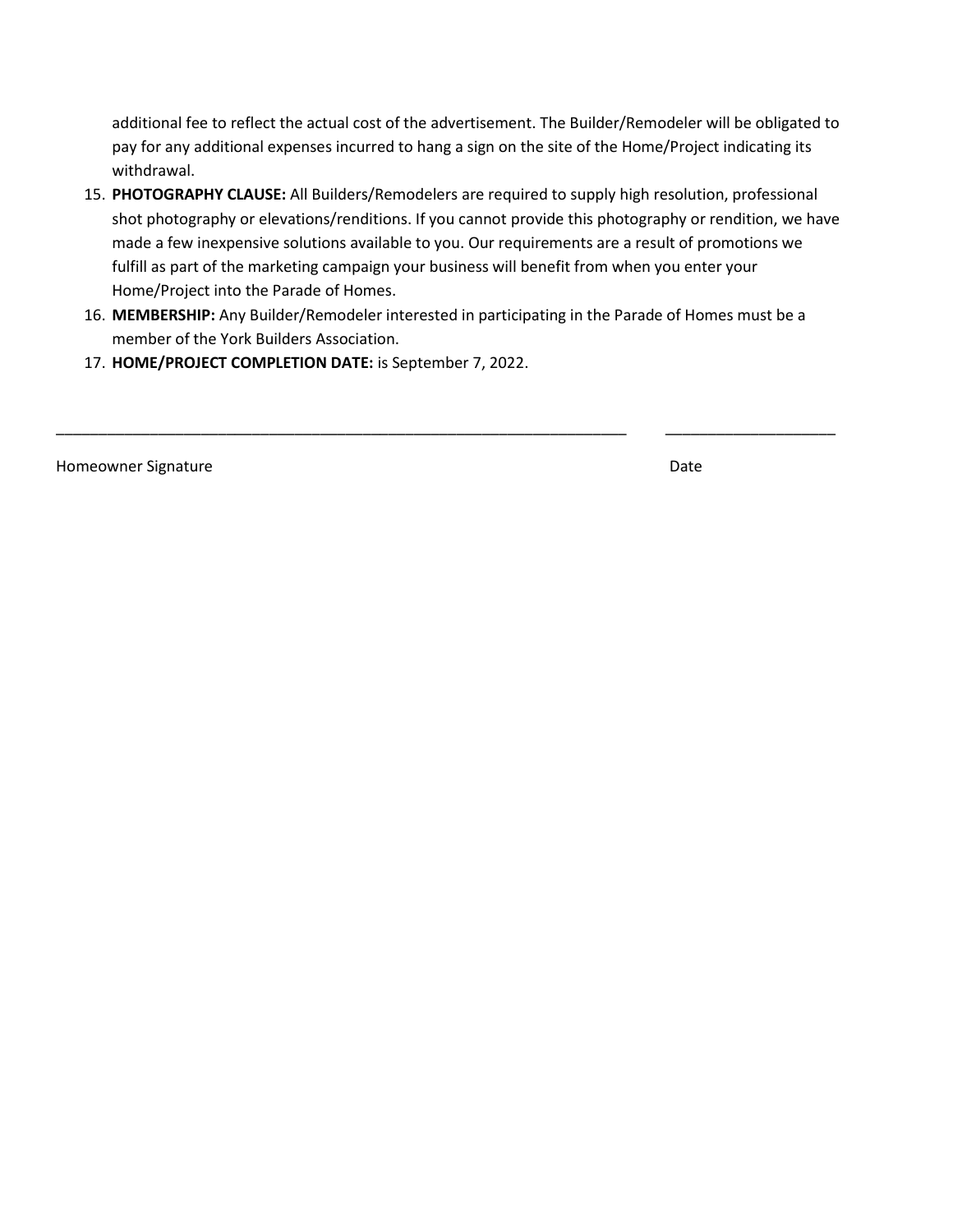additional fee to reflect the actual cost of the advertisement. The Builder/Remodeler will be obligated to pay for any additional expenses incurred to hang a sign on the site of the Home/Project indicating its withdrawal.

15. **PHOTOGRAPHY CLAUSE:** All Builders/Remodelers are required to supply high resolution, professional shot photography or elevations/renditions. If you cannot provide this photography or rendition, we have made a few inexpensive solutions available to you. Our requirements are a result of promotions we fulfill as part of the marketing campaign your business will benefit from when you enter your Home/Project into the Parade of Homes.
16. **MEMBERSHIP:** Any Builder/Remodeler interested in participating in the Parade of Homes must be a member of the York Builders Association.
17. **HOME/PROJECT COMPLETION DATE:** is September 7, 2022.

______________________________________________________________________ ____________________

Homeowner Signature Date